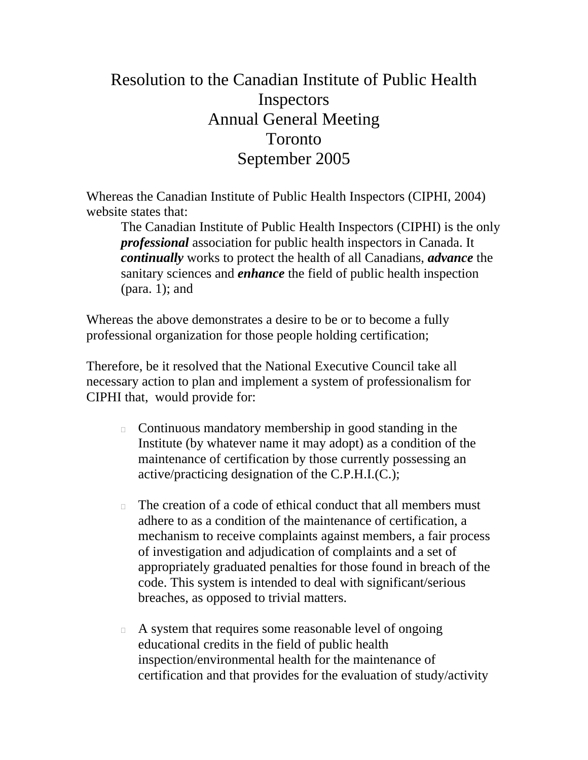# Resolution to the Canadian Institute of Public Health Inspectors Annual General Meeting Toronto September 2005

Whereas the Canadian Institute of Public Health Inspectors (CIPHI, 2004) website states that:

> The Canadian Institute of Public Health Inspectors (CIPHI) is the only ***professional*** association for public health inspectors in Canada. It ***continually*** works to protect the health of all Canadians, ***advance*** the sanitary sciences and ***enhance*** the field of public health inspection (para. 1); and

Whereas the above demonstrates a desire to be or to become a fully professional organization for those people holding certification;

Therefore, be it resolved that the National Executive Council take all necessary action to plan and implement a system of professionalism for CIPHI that, would provide for:

- Continuous mandatory membership in good standing in the Institute (by whatever name it may adopt) as a condition of the maintenance of certification by those currently possessing an active/practicing designation of the C.P.H.I.(C.);

- The creation of a code of ethical conduct that all members must adhere to as a condition of the maintenance of certification, a mechanism to receive complaints against members, a fair process of investigation and adjudication of complaints and a set of appropriately graduated penalties for those found in breach of the code. This system is intended to deal with significant/serious breaches, as opposed to trivial matters.

- A system that requires some reasonable level of ongoing educational credits in the field of public health inspection/environmental health for the maintenance of certification and that provides for the evaluation of study/activity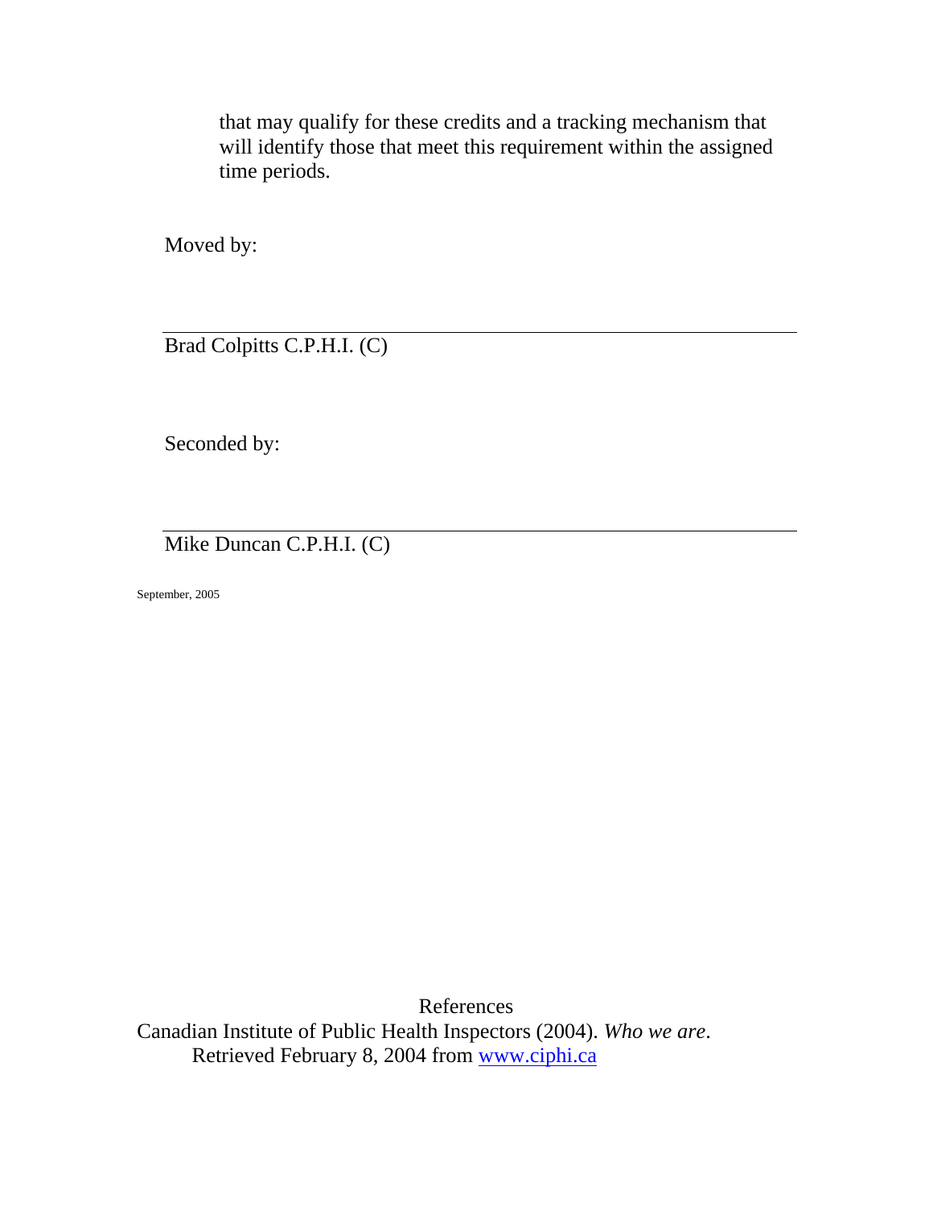that may qualify for these credits and a tracking mechanism that will identify those that meet this requirement within the assigned time periods.

Moved by:

Brad Colpitts C.P.H.I. (C)

Seconded by:

Mike Duncan C.P.H.I. (C)

September, 2005

## References

Canadian Institute of Public Health Inspectors (2004). *Who we are*. Retrieved February 8, 2004 from [www.ciphi.ca](http://www.ciphi.ca)